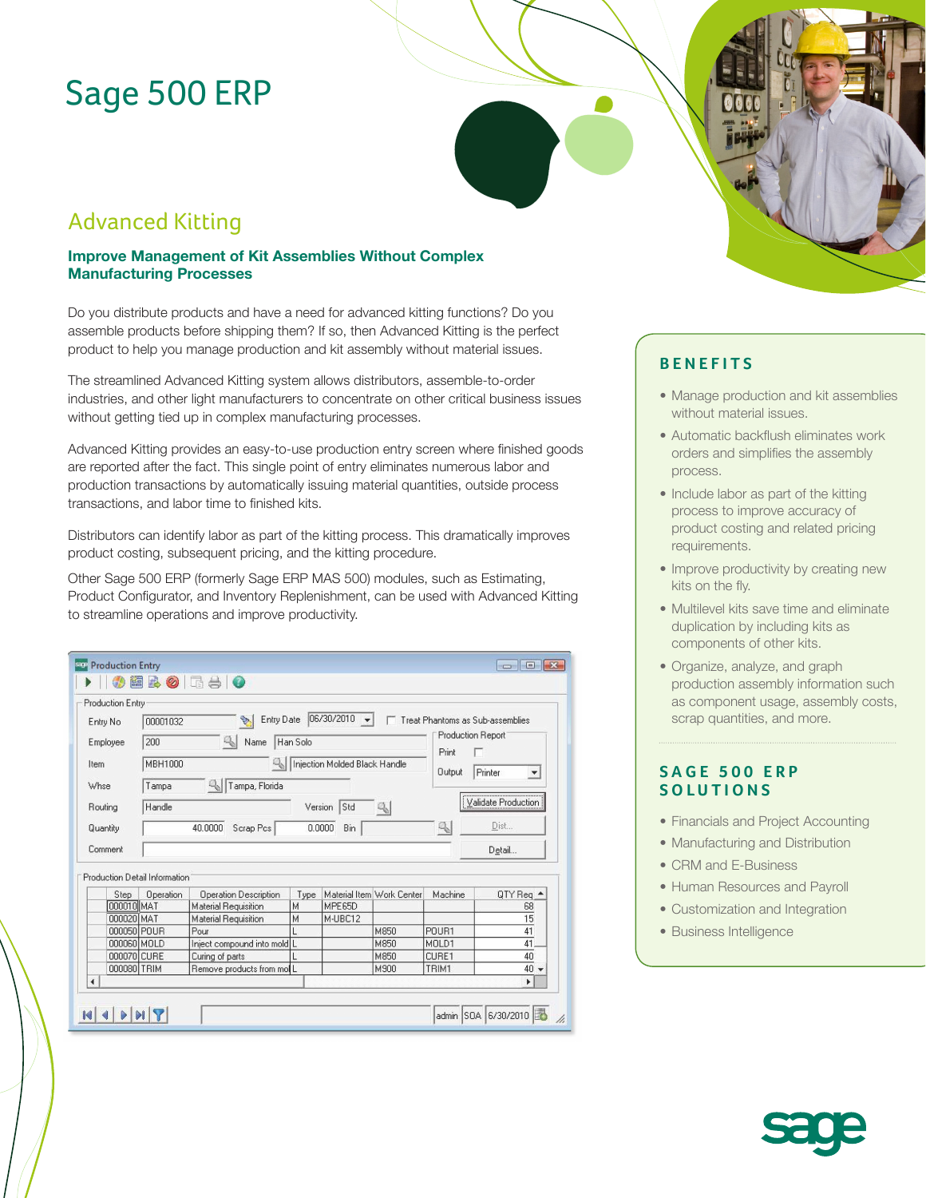# Sage 500 ERP

## Advanced Kitting

### Improve Management of Kit Assemblies Without Complex Manufacturing Processes

Do you distribute products and have a need for advanced kitting functions? Do you assemble products before shipping them? If so, then Advanced Kitting is the perfect product to help you manage production and kit assembly without material issues.

The streamlined Advanced Kitting system allows distributors, assemble-to-order industries, and other light manufacturers to concentrate on other critical business issues without getting tied up in complex manufacturing processes.

Advanced Kitting provides an easy-to-use production entry screen where finished goods are reported after the fact. This single point of entry eliminates numerous labor and production transactions by automatically issuing material quantities, outside process transactions, and labor time to finished kits.

Distributors can identify labor as part of the kitting process. This dramatically improves product costing, subsequent pricing, and the kitting procedure.

Other Sage 500 ERP (formerly Sage ERP MAS 500) modules, such as Estimating, Product Configurator, and Inventory Replenishment, can be used with Advanced Kitting to streamline operations and improve productivity.

## BENEFITS

- Manage production and kit assemblies without material issues.
- Automatic backflush eliminates work orders and simplifies the assembly process.
- Include labor as part of the kitting process to improve accuracy of product costing and related pricing requirements.
- Improve productivity by creating new kits on the fly.
- Multilevel kits save time and eliminate duplication by including kits as components of other kits.
- Organize, analyze, and graph production assembly information such as component usage, assembly costs, scrap quantities, and more.

## SAGE 500 ERP SOLUTIONS

- Financials and Project Accounting
- Manufacturing and Distribution
- CRM and E-Business
- Human Resources and Payroll
- Customization and Integration
- Business Intelligence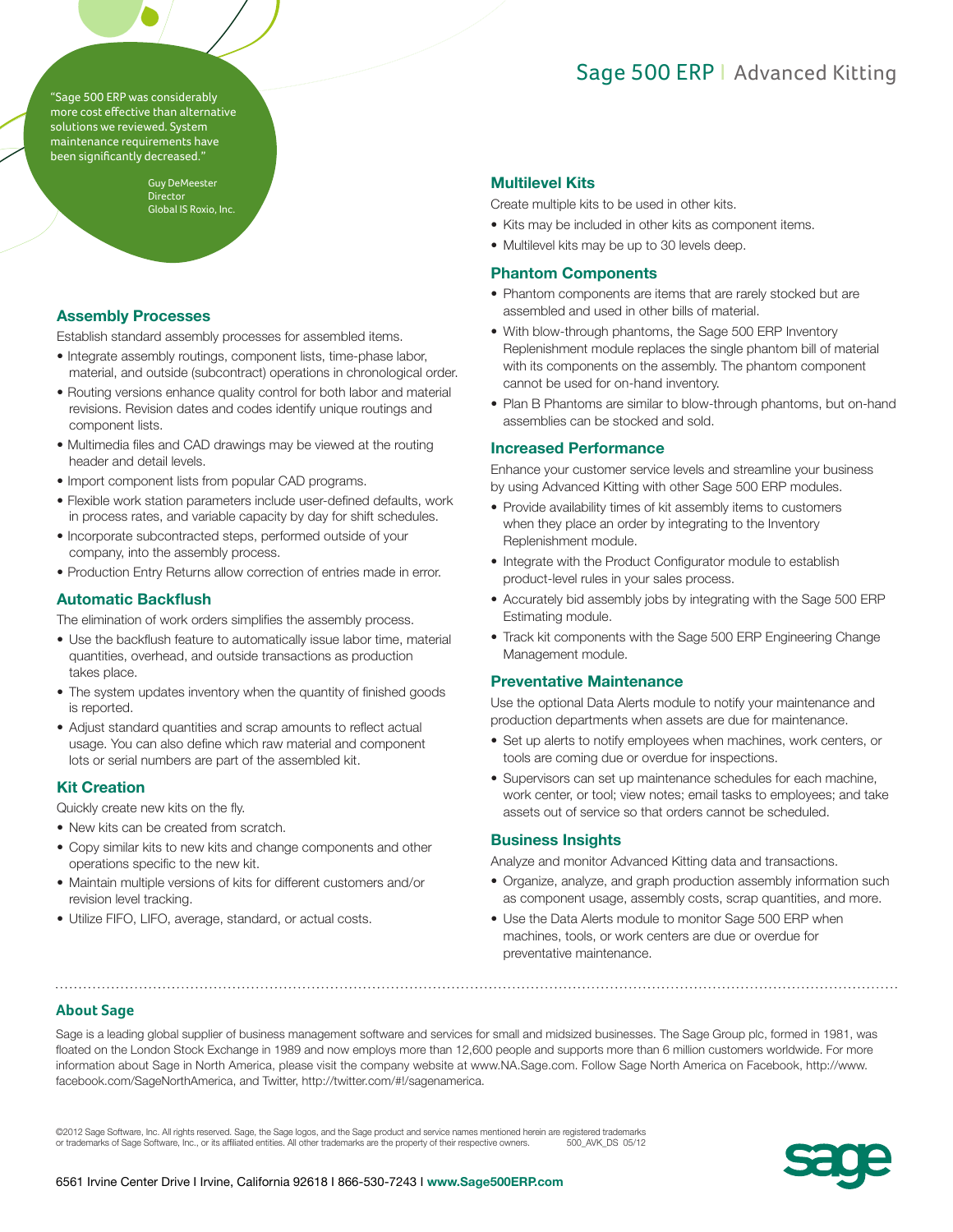# Sage 500 ERP | Advanced Kitting

"Sage 500 ERP was considerably more cost effective than alternative solutions we reviewed. System maintenance requirements have been significantly decreased."

Guy DeMeester
Director
Global IS Roxio, Inc.

### Assembly Processes

Establish standard assembly processes for assembled items.

- Integrate assembly routings, component lists, time-phase labor, material, and outside (subcontract) operations in chronological order.
- Routing versions enhance quality control for both labor and material revisions. Revision dates and codes identify unique routings and component lists.
- Multimedia files and CAD drawings may be viewed at the routing header and detail levels.
- Import component lists from popular CAD programs.
- Flexible work station parameters include user-defined defaults, work in process rates, and variable capacity by day for shift schedules.
- Incorporate subcontracted steps, performed outside of your company, into the assembly process.
- Production Entry Returns allow correction of entries made in error.

### Automatic Backflush

The elimination of work orders simplifies the assembly process.

- Use the backflush feature to automatically issue labor time, material quantities, overhead, and outside transactions as production takes place.
- The system updates inventory when the quantity of finished goods is reported.
- Adjust standard quantities and scrap amounts to reflect actual usage. You can also define which raw material and component lots or serial numbers are part of the assembled kit.

### Kit Creation

Quickly create new kits on the fly.

- New kits can be created from scratch.
- Copy similar kits to new kits and change components and other operations specific to the new kit.
- Maintain multiple versions of kits for different customers and/or revision level tracking.
- Utilize FIFO, LIFO, average, standard, or actual costs.

### Multilevel Kits

Create multiple kits to be used in other kits.

- Kits may be included in other kits as component items.
- Multilevel kits may be up to 30 levels deep.

### Phantom Components

- Phantom components are items that are rarely stocked but are assembled and used in other bills of material.
- With blow-through phantoms, the Sage 500 ERP Inventory Replenishment module replaces the single phantom bill of material with its components on the assembly. The phantom component cannot be used for on-hand inventory.
- Plan B Phantoms are similar to blow-through phantoms, but on-hand assemblies can be stocked and sold.

### Increased Performance

Enhance your customer service levels and streamline your business by using Advanced Kitting with other Sage 500 ERP modules.

- Provide availability times of kit assembly items to customers when they place an order by integrating to the Inventory Replenishment module.
- Integrate with the Product Configurator module to establish product-level rules in your sales process.
- Accurately bid assembly jobs by integrating with the Sage 500 ERP Estimating module.
- Track kit components with the Sage 500 ERP Engineering Change Management module.

### Preventative Maintenance

Use the optional Data Alerts module to notify your maintenance and production departments when assets are due for maintenance.

- Set up alerts to notify employees when machines, work centers, or tools are coming due or overdue for inspections.
- Supervisors can set up maintenance schedules for each machine, work center, or tool; view notes; email tasks to employees; and take assets out of service so that orders cannot be scheduled.

### Business Insights

Analyze and monitor Advanced Kitting data and transactions.

- Organize, analyze, and graph production assembly information such as component usage, assembly costs, scrap quantities, and more.
- Use the Data Alerts module to monitor Sage 500 ERP when machines, tools, or work centers are due or overdue for preventative maintenance.

### About Sage

Sage is a leading global supplier of business management software and services for small and midsized businesses. The Sage Group plc, formed in 1981, was floated on the London Stock Exchange in 1989 and now employs more than 12,600 people and supports more than 6 million customers worldwide. For more information about Sage in North America, please visit the company website at www.NA.Sage.com. Follow Sage North America on Facebook, http://www.facebook.com/SageNorthAmerica, and Twitter, http://twitter.com/#!/sagenamerica.

©2012 Sage Software, Inc. All rights reserved. Sage, the Sage logos, and the Sage product and service names mentioned herein are registered trademarks or trademarks of Sage Software, Inc., or its affiliated entities. All other trademarks are the property of their respective owners. 500_AVK_DS 05/12

6561 Irvine Center Drive I Irvine, California 92618 I 866-530-7243 I **www.Sage500ERP.com**